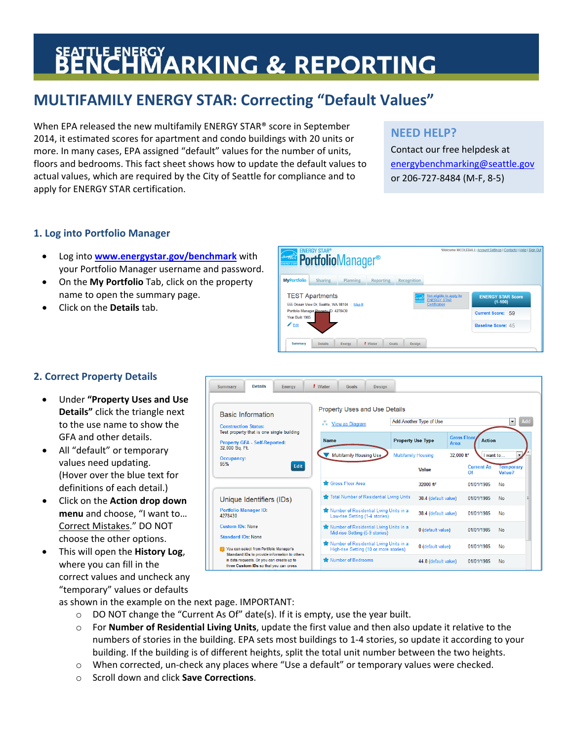# SEATTLE ENERGY BENCHMARKING & REPORTING

## MULTIFAMILY ENERGY STAR: Correcting "Default Values"

When EPA released the new multifamily ENERGY STAR® score in September 2014, it estimated scores for apartment and condo buildings with 20 units or more. In many cases, EPA assigned "default" values for the number of units, floors and bedrooms. This fact sheet shows how to update the default values to actual values, which are required by the City of Seattle for compliance and to apply for ENERGY STAR certification.

**NEED HELP?**

Contact our free helpdesk at energybenchmarking@seattle.gov or 206-727-8484 (M-F, 8-5)

### 1. Log into Portfolio Manager

- Log into **www.energystar.gov/benchmark** with your Portfolio Manager username and password.
- On the **My Portfolio** Tab, click on the property name to open the summary page.
- Click on the **Details** tab.

### 2. Correct Property Details

- Under **"Property Uses and Use Details"** click the triangle next to the use name to show the GFA and other details.
- All "default" or temporary values need updating. (Hover over the blue text for definitions of each detail.)
- Click on the **Action drop down menu** and choose, "I want to… Correct Mistakes." DO NOT choose the other options.
- This will open the **History Log**, where you can fill in the correct values and uncheck any "temporary" values or defaults as shown in the example on the next page. IMPORTANT:
  - DO NOT change the "Current As Of" date(s). If it is empty, use the year built.
  - For **Number of Residential Living Units**, update the first value and then also update it relative to the numbers of stories in the building. EPA sets most buildings to 1-4 stories, so update it according to your building. If the building is of different heights, split the total unit number between the two heights.
  - When corrected, un-check any places where "Use a default" or temporary values were checked.
  - Scroll down and click **Save Corrections**.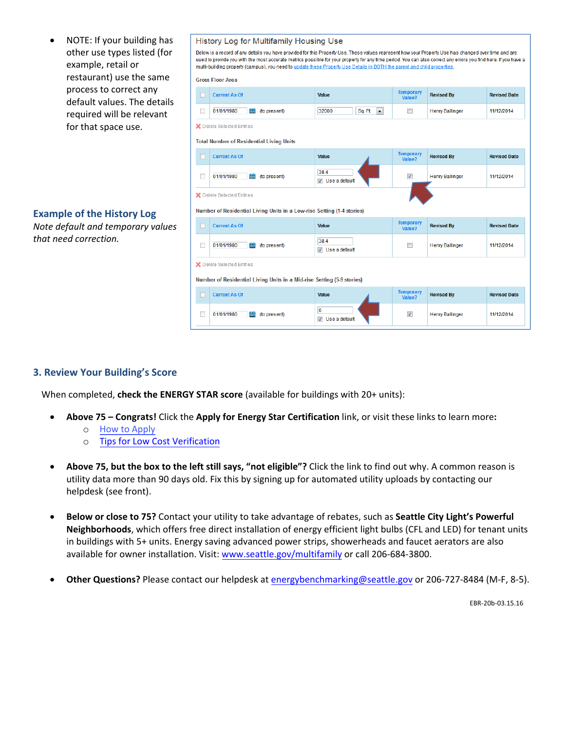- NOTE: If your building has other use types listed (for example, retail or restaurant) use the same process to correct any default values. The details required will be relevant for that space use.

### Example of the History Log

*Note default and temporary values that need correction.*

**History Log for Multifamily Housing Use**

Below is a record of any details you have provided for this Property Use. These values represent how your Property Use has changed over time and are used to provide you with the most accurate metrics possible for your property for any time period. You can also correct any errors you find here. If you have a multi-building property (campus), you need to update these Property Use Details in BOTH the parent and child properties.

Gross Floor Area

| | Current As Of | Value | Temporary Value? | Revised By | Revised Date |
|---|---|---|---|---|---|
| ☐ | 01/01/1980 (to present) | 32000 Sq. Ft | ☐ | Henry Ballinger | 11/12/2014 |

Delete Selected Entries

Total Number of Residential Living Units

| | Current As Of | Value | Temporary Value? | Revised By | Revised Date |
|---|---|---|---|---|---|
| ☐ | 01/01/1980 (to present) | 38.4 ☑ Use a default | ☑ | Henry Ballinger | 11/12/2014 |

Delete Selected Entries

Number of Residential Living Units in a Low-rise Setting (1-4 stories)

| | Current As Of | Value | Temporary Value? | Revised By | Revised Date |
|---|---|---|---|---|---|
| ☐ | 01/01/1980 (to present) | 38.4 ☑ Use a default | ☐ | Henry Ballinger | 11/12/2014 |

Delete Selected Entries

Number of Residential Living Units in a Mid-rise Setting (5-9 stories)

| | Current As Of | Value | Temporary Value? | Revised By | Revised Date |
|---|---|---|---|---|---|
| ☐ | 01/01/1980 (to present) | 0 ☑ Use a default | ☑ | Henry Ballinger | 11/12/2014 |

## 3. Review Your Building's Score

When completed, **check the ENERGY STAR score** (available for buildings with 20+ units):

- **Above 75 – Congrats!** Click the **Apply for Energy Star Certification** link, or visit these links to learn more**:**
  - How to Apply
  - Tips for Low Cost Verification
- **Above 75, but the box to the left still says, "not eligible"?** Click the link to find out why. A common reason is utility data more than 90 days old. Fix this by signing up for automated utility uploads by contacting our helpdesk (see front).
- **Below or close to 75?** Contact your utility to take advantage of rebates, such as **Seattle City Light's Powerful Neighborhoods**, which offers free direct installation of energy efficient light bulbs (CFL and LED) for tenant units in buildings with 5+ units. Energy saving advanced power strips, showerheads and faucet aerators are also available for owner installation. Visit: www.seattle.gov/multifamily or call 206-684-3800.
- **Other Questions?** Please contact our helpdesk at energybenchmarking@seattle.gov or 206-727-8484 (M-F, 8-5).

EBR-20b-03.15.16